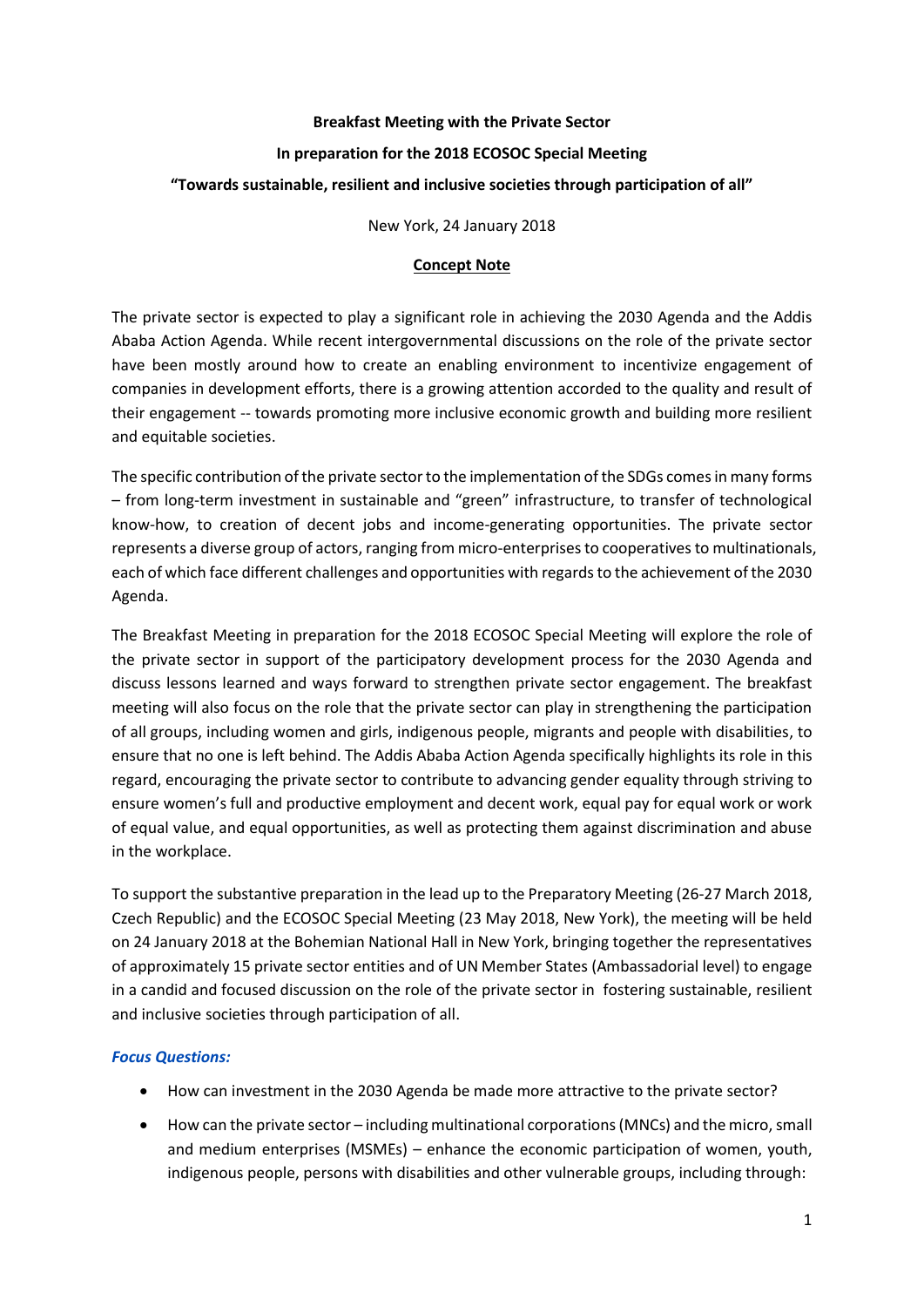**Breakfast Meeting with the Private Sector**

**In preparation for the 2018 ECOSOC Special Meeting**

**"Towards sustainable, resilient and inclusive societies through participation of all"**

New York, 24 January 2018

**Concept Note**

The private sector is expected to play a significant role in achieving the 2030 Agenda and the Addis Ababa Action Agenda. While recent intergovernmental discussions on the role of the private sector have been mostly around how to create an enabling environment to incentivize engagement of companies in development efforts, there is a growing attention accorded to the quality and result of their engagement -- towards promoting more inclusive economic growth and building more resilient and equitable societies.

The specific contribution of the private sector to the implementation of the SDGs comes in many forms – from long-term investment in sustainable and "green" infrastructure, to transfer of technological know-how, to creation of decent jobs and income-generating opportunities. The private sector represents a diverse group of actors, ranging from micro-enterprises to cooperatives to multinationals, each of which face different challenges and opportunities with regards to the achievement of the 2030 Agenda.

The Breakfast Meeting in preparation for the 2018 ECOSOC Special Meeting will explore the role of the private sector in support of the participatory development process for the 2030 Agenda and discuss lessons learned and ways forward to strengthen private sector engagement. The breakfast meeting will also focus on the role that the private sector can play in strengthening the participation of all groups, including women and girls, indigenous people, migrants and people with disabilities, to ensure that no one is left behind. The Addis Ababa Action Agenda specifically highlights its role in this regard, encouraging the private sector to contribute to advancing gender equality through striving to ensure women's full and productive employment and decent work, equal pay for equal work or work of equal value, and equal opportunities, as well as protecting them against discrimination and abuse in the workplace.

To support the substantive preparation in the lead up to the Preparatory Meeting (26-27 March 2018, Czech Republic) and the ECOSOC Special Meeting (23 May 2018, New York), the meeting will be held on 24 January 2018 at the Bohemian National Hall in New York, bringing together the representatives of approximately 15 private sector entities and of UN Member States (Ambassadorial level) to engage in a candid and focused discussion on the role of the private sector in fostering sustainable, resilient and inclusive societies through participation of all.

***Focus Questions:***

- How can investment in the 2030 Agenda be made more attractive to the private sector?
- How can the private sector – including multinational corporations (MNCs) and the micro, small and medium enterprises (MSMEs) – enhance the economic participation of women, youth, indigenous people, persons with disabilities and other vulnerable groups, including through: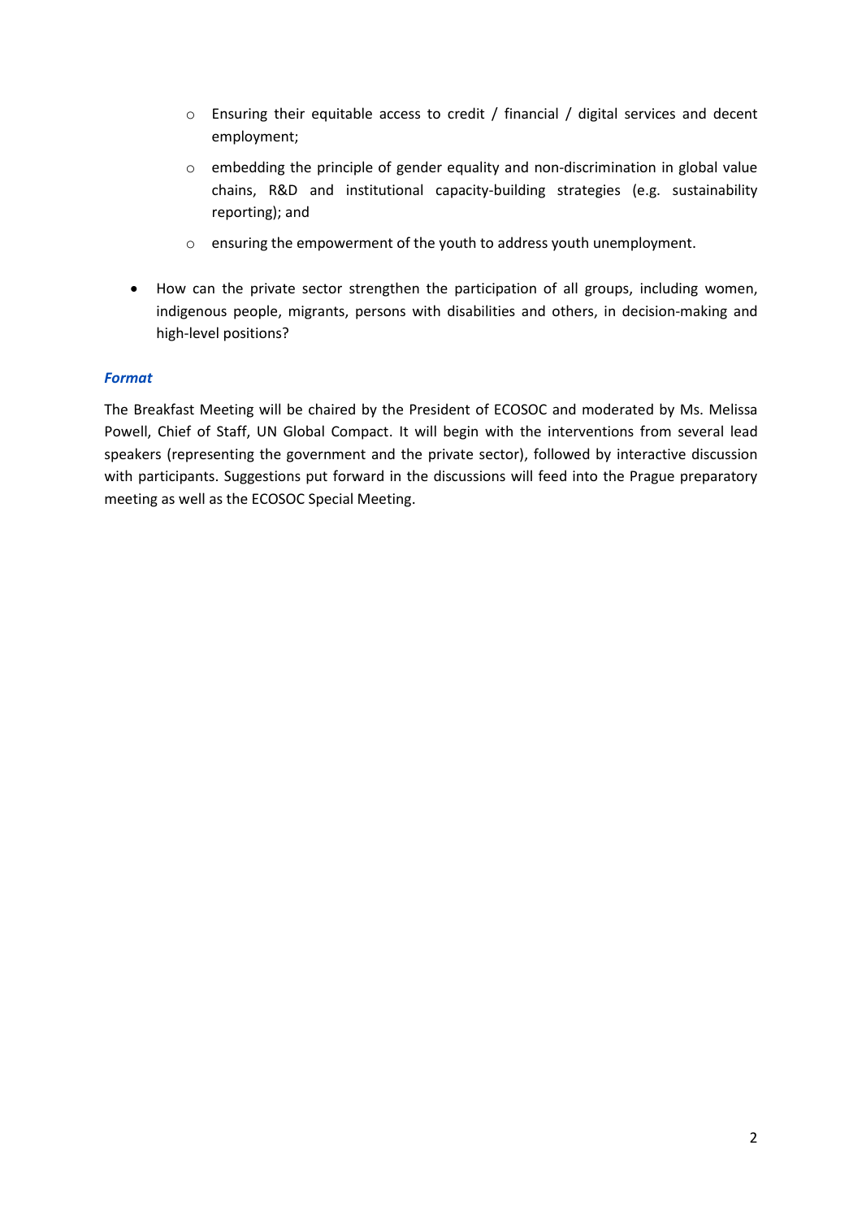- Ensuring their equitable access to credit / financial / digital services and decent employment;
  - embedding the principle of gender equality and non-discrimination in global value chains, R&D and institutional capacity-building strategies (e.g. sustainability reporting); and
  - ensuring the empowerment of the youth to address youth unemployment.

- How can the private sector strengthen the participation of all groups, including women, indigenous people, migrants, persons with disabilities and others, in decision-making and high-level positions?

### *Format*

The Breakfast Meeting will be chaired by the President of ECOSOC and moderated by Ms. Melissa Powell, Chief of Staff, UN Global Compact. It will begin with the interventions from several lead speakers (representing the government and the private sector), followed by interactive discussion with participants. Suggestions put forward in the discussions will feed into the Prague preparatory meeting as well as the ECOSOC Special Meeting.